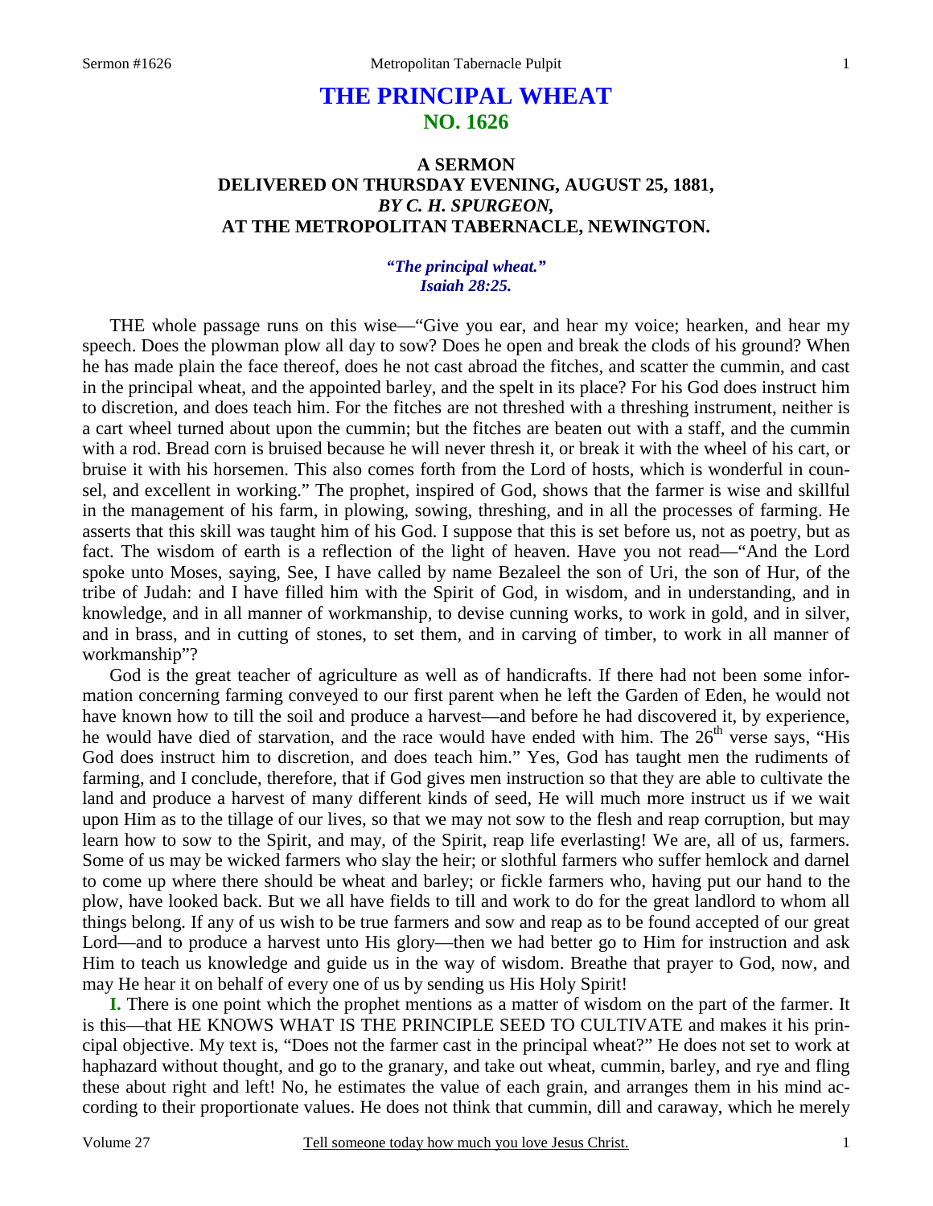# THE PRINCIPAL WHEAT
## NO. 1626

### A SERMON
### DELIVERED ON THURSDAY EVENING, AUGUST 25, 1881,
### *BY C. H. SPURGEON,*
### AT THE METROPOLITAN TABERNACLE, NEWINGTON.

***"The principal wheat."***
***Isaiah 28:25.***

THE whole passage runs on this wise—"Give you ear, and hear my voice; hearken, and hear my speech. Does the plowman plow all day to sow? Does he open and break the clods of his ground? When he has made plain the face thereof, does he not cast abroad the fitches, and scatter the cummin, and cast in the principal wheat, and the appointed barley, and the spelt in its place? For his God does instruct him to discretion, and does teach him. For the fitches are not threshed with a threshing instrument, neither is a cart wheel turned about upon the cummin; but the fitches are beaten out with a staff, and the cummin with a rod. Bread corn is bruised because he will never thresh it, or break it with the wheel of his cart, or bruise it with his horsemen. This also comes forth from the Lord of hosts, which is wonderful in counsel, and excellent in working." The prophet, inspired of God, shows that the farmer is wise and skillful in the management of his farm, in plowing, sowing, threshing, and in all the processes of farming. He asserts that this skill was taught him of his God. I suppose that this is set before us, not as poetry, but as fact. The wisdom of earth is a reflection of the light of heaven. Have you not read—"And the Lord spoke unto Moses, saying, See, I have called by name Bezaleel the son of Uri, the son of Hur, of the tribe of Judah: and I have filled him with the Spirit of God, in wisdom, and in understanding, and in knowledge, and in all manner of workmanship, to devise cunning works, to work in gold, and in silver, and in brass, and in cutting of stones, to set them, and in carving of timber, to work in all manner of workmanship"?

God is the great teacher of agriculture as well as of handicrafts. If there had not been some information concerning farming conveyed to our first parent when he left the Garden of Eden, he would not have known how to till the soil and produce a harvest—and before he had discovered it, by experience, he would have died of starvation, and the race would have ended with him. The 26th verse says, "His God does instruct him to discretion, and does teach him." Yes, God has taught men the rudiments of farming, and I conclude, therefore, that if God gives men instruction so that they are able to cultivate the land and produce a harvest of many different kinds of seed, He will much more instruct us if we wait upon Him as to the tillage of our lives, so that we may not sow to the flesh and reap corruption, but may learn how to sow to the Spirit, and may, of the Spirit, reap life everlasting! We are, all of us, farmers. Some of us may be wicked farmers who slay the heir; or slothful farmers who suffer hemlock and darnel to come up where there should be wheat and barley; or fickle farmers who, having put our hand to the plow, have looked back. But we all have fields to till and work to do for the great landlord to whom all things belong. If any of us wish to be true farmers and sow and reap as to be found accepted of our great Lord—and to produce a harvest unto His glory—then we had better go to Him for instruction and ask Him to teach us knowledge and guide us in the way of wisdom. Breathe that prayer to God, now, and may He hear it on behalf of every one of us by sending us His Holy Spirit!

**I.** There is one point which the prophet mentions as a matter of wisdom on the part of the farmer. It is this—that HE KNOWS WHAT IS THE PRINCIPLE SEED TO CULTIVATE and makes it his principal objective. My text is, "Does not the farmer cast in the principal wheat?" He does not set to work at haphazard without thought, and go to the granary, and take out wheat, cummin, barley, and rye and fling these about right and left! No, he estimates the value of each grain, and arranges them in his mind according to their proportionate values. He does not think that cummin, dill and caraway, which he merely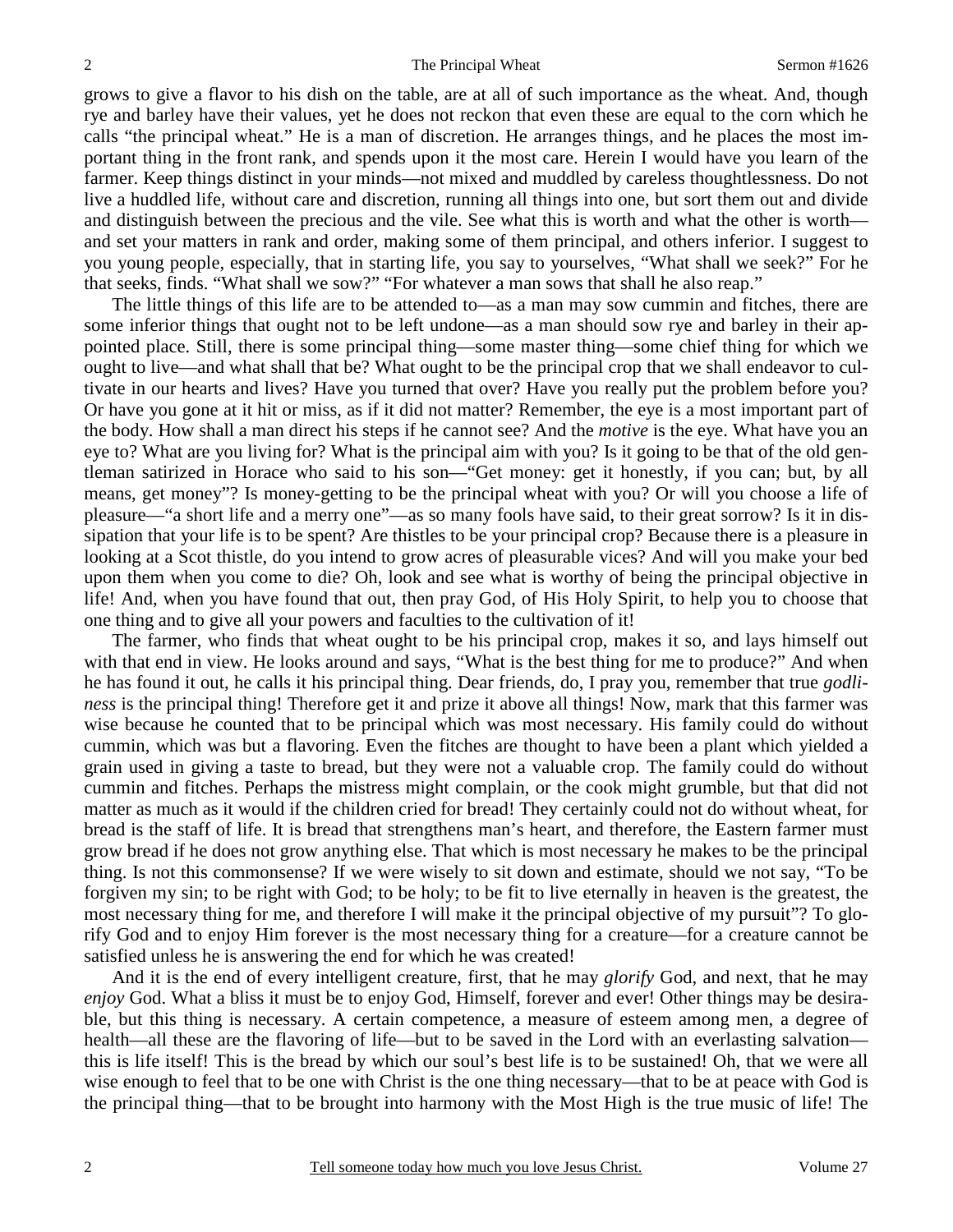grows to give a flavor to his dish on the table, are at all of such importance as the wheat. And, though rye and barley have their values, yet he does not reckon that even these are equal to the corn which he calls "the principal wheat." He is a man of discretion. He arranges things, and he places the most important thing in the front rank, and spends upon it the most care. Herein I would have you learn of the farmer. Keep things distinct in your minds—not mixed and muddled by careless thoughtlessness. Do not live a huddled life, without care and discretion, running all things into one, but sort them out and divide and distinguish between the precious and the vile. See what this is worth and what the other is worth—and set your matters in rank and order, making some of them principal, and others inferior. I suggest to you young people, especially, that in starting life, you say to yourselves, "What shall we seek?" For he that seeks, finds. "What shall we sow?" "For whatever a man sows that shall he also reap."

The little things of this life are to be attended to—as a man may sow cummin and fitches, there are some inferior things that ought not to be left undone—as a man should sow rye and barley in their appointed place. Still, there is some principal thing—some master thing—some chief thing for which we ought to live—and what shall that be? What ought to be the principal crop that we shall endeavor to cultivate in our hearts and lives? Have you turned that over? Have you really put the problem before you? Or have you gone at it hit or miss, as if it did not matter? Remember, the eye is a most important part of the body. How shall a man direct his steps if he cannot see? And the *motive* is the eye. What have you an eye to? What are you living for? What is the principal aim with you? Is it going to be that of the old gentleman satirized in Horace who said to his son—"Get money: get it honestly, if you can; but, by all means, get money"? Is money-getting to be the principal wheat with you? Or will you choose a life of pleasure—"a short life and a merry one"—as so many fools have said, to their great sorrow? Is it in dissipation that your life is to be spent? Are thistles to be your principal crop? Because there is a pleasure in looking at a Scot thistle, do you intend to grow acres of pleasurable vices? And will you make your bed upon them when you come to die? Oh, look and see what is worthy of being the principal objective in life! And, when you have found that out, then pray God, of His Holy Spirit, to help you to choose that one thing and to give all your powers and faculties to the cultivation of it!

The farmer, who finds that wheat ought to be his principal crop, makes it so, and lays himself out with that end in view. He looks around and says, "What is the best thing for me to produce?" And when he has found it out, he calls it his principal thing. Dear friends, do, I pray you, remember that true *godliness* is the principal thing! Therefore get it and prize it above all things! Now, mark that this farmer was wise because he counted that to be principal which was most necessary. His family could do without cummin, which was but a flavoring. Even the fitches are thought to have been a plant which yielded a grain used in giving a taste to bread, but they were not a valuable crop. The family could do without cummin and fitches. Perhaps the mistress might complain, or the cook might grumble, but that did not matter as much as it would if the children cried for bread! They certainly could not do without wheat, for bread is the staff of life. It is bread that strengthens man's heart, and therefore, the Eastern farmer must grow bread if he does not grow anything else. That which is most necessary he makes to be the principal thing. Is not this commonsense? If we were wisely to sit down and estimate, should we not say, "To be forgiven my sin; to be right with God; to be holy; to be fit to live eternally in heaven is the greatest, the most necessary thing for me, and therefore I will make it the principal objective of my pursuit"? To glorify God and to enjoy Him forever is the most necessary thing for a creature—for a creature cannot be satisfied unless he is answering the end for which he was created!

And it is the end of every intelligent creature, first, that he may *glorify* God, and next, that he may *enjoy* God. What a bliss it must be to enjoy God, Himself, forever and ever! Other things may be desirable, but this thing is necessary. A certain competence, a measure of esteem among men, a degree of health—all these are the flavoring of life—but to be saved in the Lord with an everlasting salvation—this is life itself! This is the bread by which our soul's best life is to be sustained! Oh, that we were all wise enough to feel that to be one with Christ is the one thing necessary—that to be at peace with God is the principal thing—that to be brought into harmony with the Most High is the true music of life! The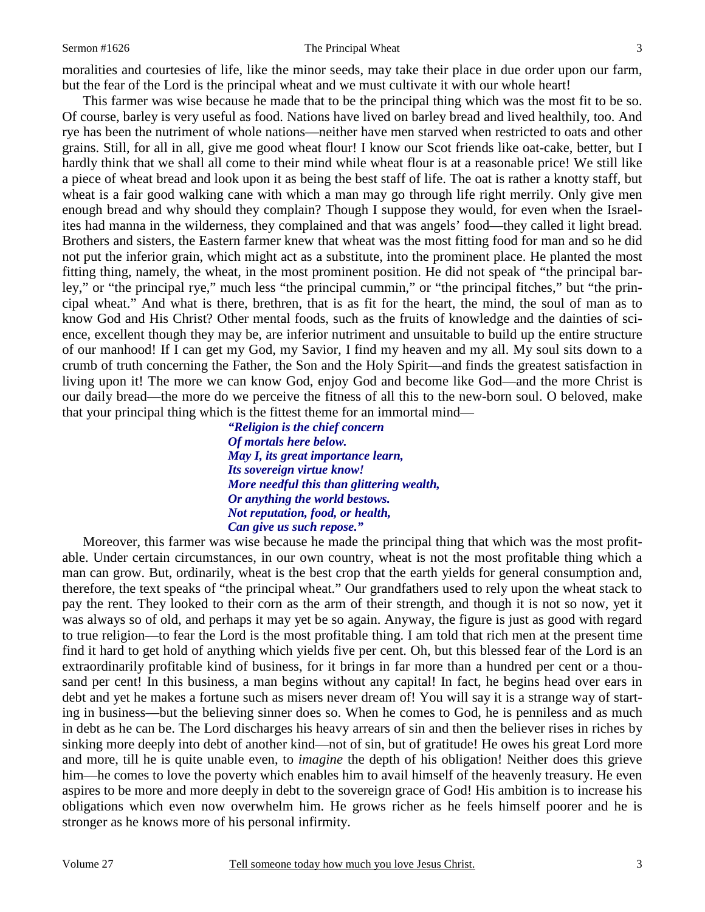moralities and courtesies of life, like the minor seeds, may take their place in due order upon our farm, but the fear of the Lord is the principal wheat and we must cultivate it with our whole heart!

This farmer was wise because he made that to be the principal thing which was the most fit to be so. Of course, barley is very useful as food. Nations have lived on barley bread and lived healthily, too. And rye has been the nutriment of whole nations—neither have men starved when restricted to oats and other grains. Still, for all in all, give me good wheat flour! I know our Scot friends like oat-cake, better, but I hardly think that we shall all come to their mind while wheat flour is at a reasonable price! We still like a piece of wheat bread and look upon it as being the best staff of life. The oat is rather a knotty staff, but wheat is a fair good walking cane with which a man may go through life right merrily. Only give men enough bread and why should they complain? Though I suppose they would, for even when the Israelites had manna in the wilderness, they complained and that was angels' food—they called it light bread. Brothers and sisters, the Eastern farmer knew that wheat was the most fitting food for man and so he did not put the inferior grain, which might act as a substitute, into the prominent place. He planted the most fitting thing, namely, the wheat, in the most prominent position. He did not speak of "the principal barley," or "the principal rye," much less "the principal cummin," or "the principal fitches," but "the principal wheat." And what is there, brethren, that is as fit for the heart, the mind, the soul of man as to know God and His Christ? Other mental foods, such as the fruits of knowledge and the dainties of science, excellent though they may be, are inferior nutriment and unsuitable to build up the entire structure of our manhood! If I can get my God, my Savior, I find my heaven and my all. My soul sits down to a crumb of truth concerning the Father, the Son and the Holy Spirit—and finds the greatest satisfaction in living upon it! The more we can know God, enjoy God and become like God—and the more Christ is our daily bread—the more do we perceive the fitness of all this to the new-born soul. O beloved, make that your principal thing which is the fittest theme for an immortal mind—

> *"Religion is the chief concern*
> *Of mortals here below.*
> *May I, its great importance learn,*
> *Its sovereign virtue know!*
> *More needful this than glittering wealth,*
> *Or anything the world bestows.*
> *Not reputation, food, or health,*
> *Can give us such repose."*

Moreover, this farmer was wise because he made the principal thing that which was the most profitable. Under certain circumstances, in our own country, wheat is not the most profitable thing which a man can grow. But, ordinarily, wheat is the best crop that the earth yields for general consumption and, therefore, the text speaks of "the principal wheat." Our grandfathers used to rely upon the wheat stack to pay the rent. They looked to their corn as the arm of their strength, and though it is not so now, yet it was always so of old, and perhaps it may yet be so again. Anyway, the figure is just as good with regard to true religion—to fear the Lord is the most profitable thing. I am told that rich men at the present time find it hard to get hold of anything which yields five per cent. Oh, but this blessed fear of the Lord is an extraordinarily profitable kind of business, for it brings in far more than a hundred per cent or a thousand per cent! In this business, a man begins without any capital! In fact, he begins head over ears in debt and yet he makes a fortune such as misers never dream of! You will say it is a strange way of starting in business—but the believing sinner does so. When he comes to God, he is penniless and as much in debt as he can be. The Lord discharges his heavy arrears of sin and then the believer rises in riches by sinking more deeply into debt of another kind—not of sin, but of gratitude! He owes his great Lord more and more, till he is quite unable even, to *imagine* the depth of his obligation! Neither does this grieve him—he comes to love the poverty which enables him to avail himself of the heavenly treasury. He even aspires to be more and more deeply in debt to the sovereign grace of God! His ambition is to increase his obligations which even now overwhelm him. He grows richer as he feels himself poorer and he is stronger as he knows more of his personal infirmity.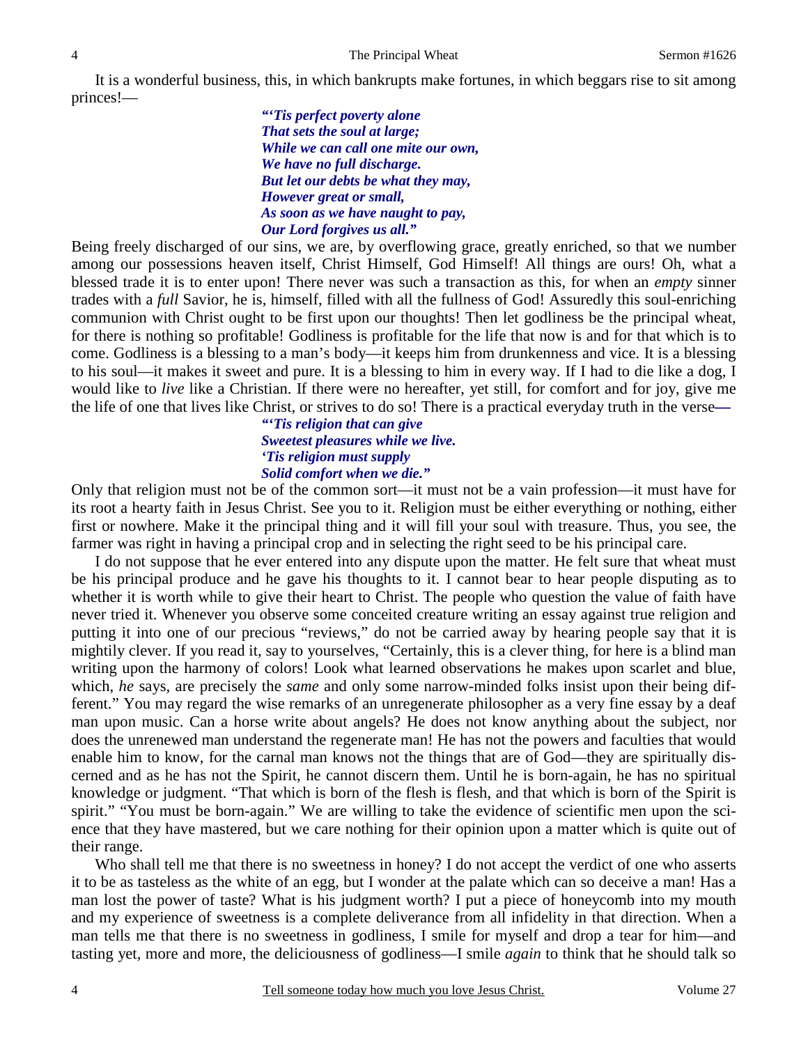It is a wonderful business, this, in which bankrupts make fortunes, in which beggars rise to sit among princes!—

> ***"'Tis perfect poverty alone***
> ***That sets the soul at large;***
> ***While we can call one mite our own,***
> ***We have no full discharge.***
> ***But let our debts be what they may,***
> ***However great or small,***
> ***As soon as we have naught to pay,***
> ***Our Lord forgives us all."***

Being freely discharged of our sins, we are, by overflowing grace, greatly enriched, so that we number among our possessions heaven itself, Christ Himself, God Himself! All things are ours! Oh, what a blessed trade it is to enter upon! There never was such a transaction as this, for when an *empty* sinner trades with a *full* Savior, he is, himself, filled with all the fullness of God! Assuredly this soul-enriching communion with Christ ought to be first upon our thoughts! Then let godliness be the principal wheat, for there is nothing so profitable! Godliness is profitable for the life that now is and for that which is to come. Godliness is a blessing to a man's body—it keeps him from drunkenness and vice. It is a blessing to his soul—it makes it sweet and pure. It is a blessing to him in every way. If I had to die like a dog, I would like to *live* like a Christian. If there were no hereafter, yet still, for comfort and for joy, give me the life of one that lives like Christ, or strives to do so! There is a practical everyday truth in the verse—

> ***"'Tis religion that can give***
> ***Sweetest pleasures while we live.***
> ***'Tis religion must supply***
> ***Solid comfort when we die."***

Only that religion must not be of the common sort—it must not be a vain profession—it must have for its root a hearty faith in Jesus Christ. See you to it. Religion must be either everything or nothing, either first or nowhere. Make it the principal thing and it will fill your soul with treasure. Thus, you see, the farmer was right in having a principal crop and in selecting the right seed to be his principal care.

I do not suppose that he ever entered into any dispute upon the matter. He felt sure that wheat must be his principal produce and he gave his thoughts to it. I cannot bear to hear people disputing as to whether it is worth while to give their heart to Christ. The people who question the value of faith have never tried it. Whenever you observe some conceited creature writing an essay against true religion and putting it into one of our precious "reviews," do not be carried away by hearing people say that it is mightily clever. If you read it, say to yourselves, "Certainly, this is a clever thing, for here is a blind man writing upon the harmony of colors! Look what learned observations he makes upon scarlet and blue, which, *he* says, are precisely the *same* and only some narrow-minded folks insist upon their being different." You may regard the wise remarks of an unregenerate philosopher as a very fine essay by a deaf man upon music. Can a horse write about angels? He does not know anything about the subject, nor does the unrenewed man understand the regenerate man! He has not the powers and faculties that would enable him to know, for the carnal man knows not the things that are of God—they are spiritually discerned and as he has not the Spirit, he cannot discern them. Until he is born-again, he has no spiritual knowledge or judgment. "That which is born of the flesh is flesh, and that which is born of the Spirit is spirit." "You must be born-again." We are willing to take the evidence of scientific men upon the science that they have mastered, but we care nothing for their opinion upon a matter which is quite out of their range.

Who shall tell me that there is no sweetness in honey? I do not accept the verdict of one who asserts it to be as tasteless as the white of an egg, but I wonder at the palate which can so deceive a man! Has a man lost the power of taste? What is his judgment worth? I put a piece of honeycomb into my mouth and my experience of sweetness is a complete deliverance from all infidelity in that direction. When a man tells me that there is no sweetness in godliness, I smile for myself and drop a tear for him—and tasting yet, more and more, the deliciousness of godliness—I smile *again* to think that he should talk so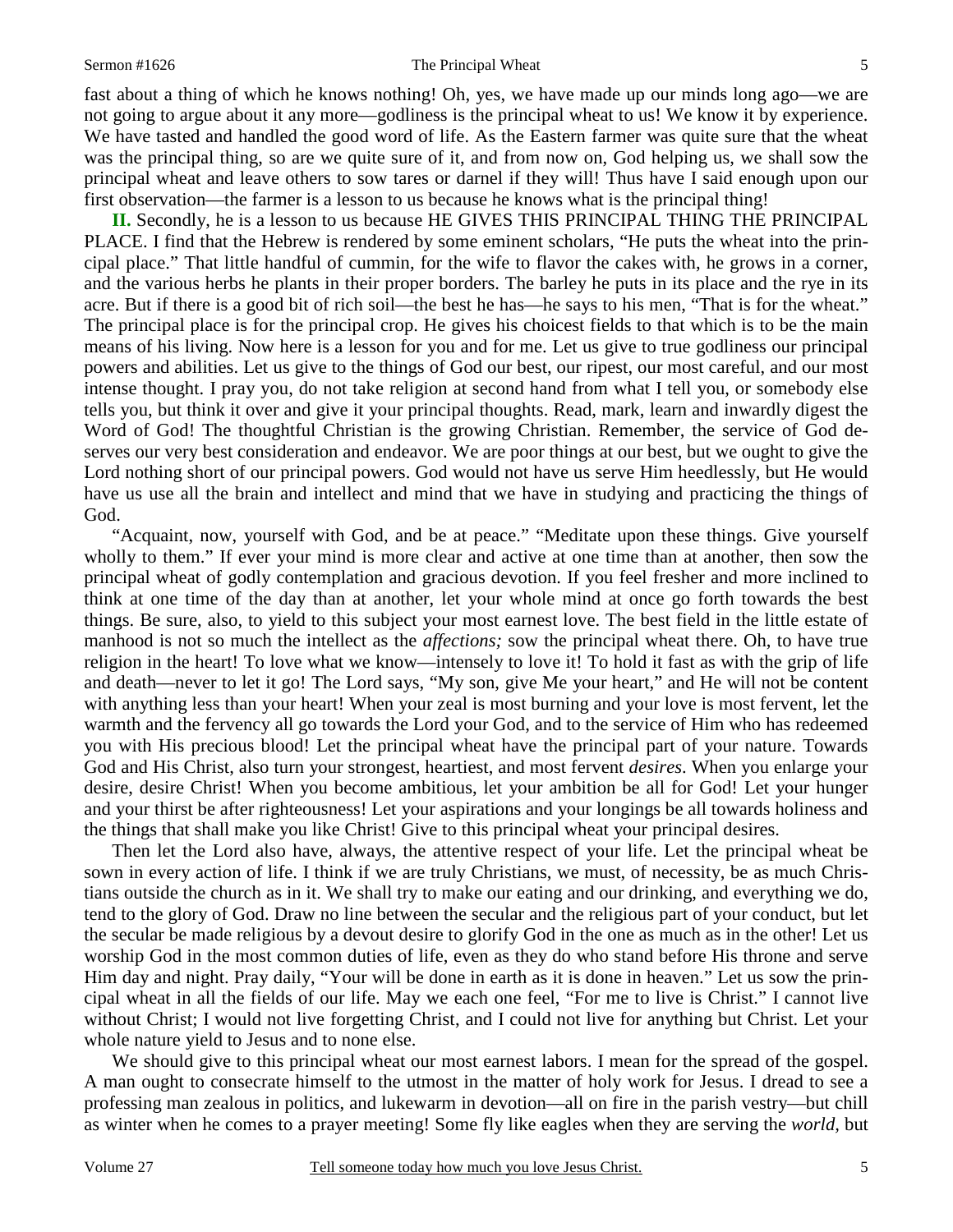fast about a thing of which he knows nothing! Oh, yes, we have made up our minds long ago—we are not going to argue about it any more—godliness is the principal wheat to us! We know it by experience. We have tasted and handled the good word of life. As the Eastern farmer was quite sure that the wheat was the principal thing, so are we quite sure of it, and from now on, God helping us, we shall sow the principal wheat and leave others to sow tares or darnel if they will! Thus have I said enough upon our first observation—the farmer is a lesson to us because he knows what is the principal thing!

**II.** Secondly, he is a lesson to us because HE GIVES THIS PRINCIPAL THING THE PRINCIPAL PLACE. I find that the Hebrew is rendered by some eminent scholars, "He puts the wheat into the principal place." That little handful of cummin, for the wife to flavor the cakes with, he grows in a corner, and the various herbs he plants in their proper borders. The barley he puts in its place and the rye in its acre. But if there is a good bit of rich soil—the best he has—he says to his men, "That is for the wheat." The principal place is for the principal crop. He gives his choicest fields to that which is to be the main means of his living. Now here is a lesson for you and for me. Let us give to true godliness our principal powers and abilities. Let us give to the things of God our best, our ripest, our most careful, and our most intense thought. I pray you, do not take religion at second hand from what I tell you, or somebody else tells you, but think it over and give it your principal thoughts. Read, mark, learn and inwardly digest the Word of God! The thoughtful Christian is the growing Christian. Remember, the service of God deserves our very best consideration and endeavor. We are poor things at our best, but we ought to give the Lord nothing short of our principal powers. God would not have us serve Him heedlessly, but He would have us use all the brain and intellect and mind that we have in studying and practicing the things of God.

"Acquaint, now, yourself with God, and be at peace." "Meditate upon these things. Give yourself wholly to them." If ever your mind is more clear and active at one time than at another, then sow the principal wheat of godly contemplation and gracious devotion. If you feel fresher and more inclined to think at one time of the day than at another, let your whole mind at once go forth towards the best things. Be sure, also, to yield to this subject your most earnest love. The best field in the little estate of manhood is not so much the intellect as the *affections;* sow the principal wheat there. Oh, to have true religion in the heart! To love what we know—intensely to love it! To hold it fast as with the grip of life and death—never to let it go! The Lord says, "My son, give Me your heart," and He will not be content with anything less than your heart! When your zeal is most burning and your love is most fervent, let the warmth and the fervency all go towards the Lord your God, and to the service of Him who has redeemed you with His precious blood! Let the principal wheat have the principal part of your nature. Towards God and His Christ, also turn your strongest, heartiest, and most fervent *desires*. When you enlarge your desire, desire Christ! When you become ambitious, let your ambition be all for God! Let your hunger and your thirst be after righteousness! Let your aspirations and your longings be all towards holiness and the things that shall make you like Christ! Give to this principal wheat your principal desires.

Then let the Lord also have, always, the attentive respect of your life. Let the principal wheat be sown in every action of life. I think if we are truly Christians, we must, of necessity, be as much Christians outside the church as in it. We shall try to make our eating and our drinking, and everything we do, tend to the glory of God. Draw no line between the secular and the religious part of your conduct, but let the secular be made religious by a devout desire to glorify God in the one as much as in the other! Let us worship God in the most common duties of life, even as they do who stand before His throne and serve Him day and night. Pray daily, "Your will be done in earth as it is done in heaven." Let us sow the principal wheat in all the fields of our life. May we each one feel, "For me to live is Christ." I cannot live without Christ; I would not live forgetting Christ, and I could not live for anything but Christ. Let your whole nature yield to Jesus and to none else.

We should give to this principal wheat our most earnest labors. I mean for the spread of the gospel. A man ought to consecrate himself to the utmost in the matter of holy work for Jesus. I dread to see a professing man zealous in politics, and lukewarm in devotion—all on fire in the parish vestry—but chill as winter when he comes to a prayer meeting! Some fly like eagles when they are serving the *world,* but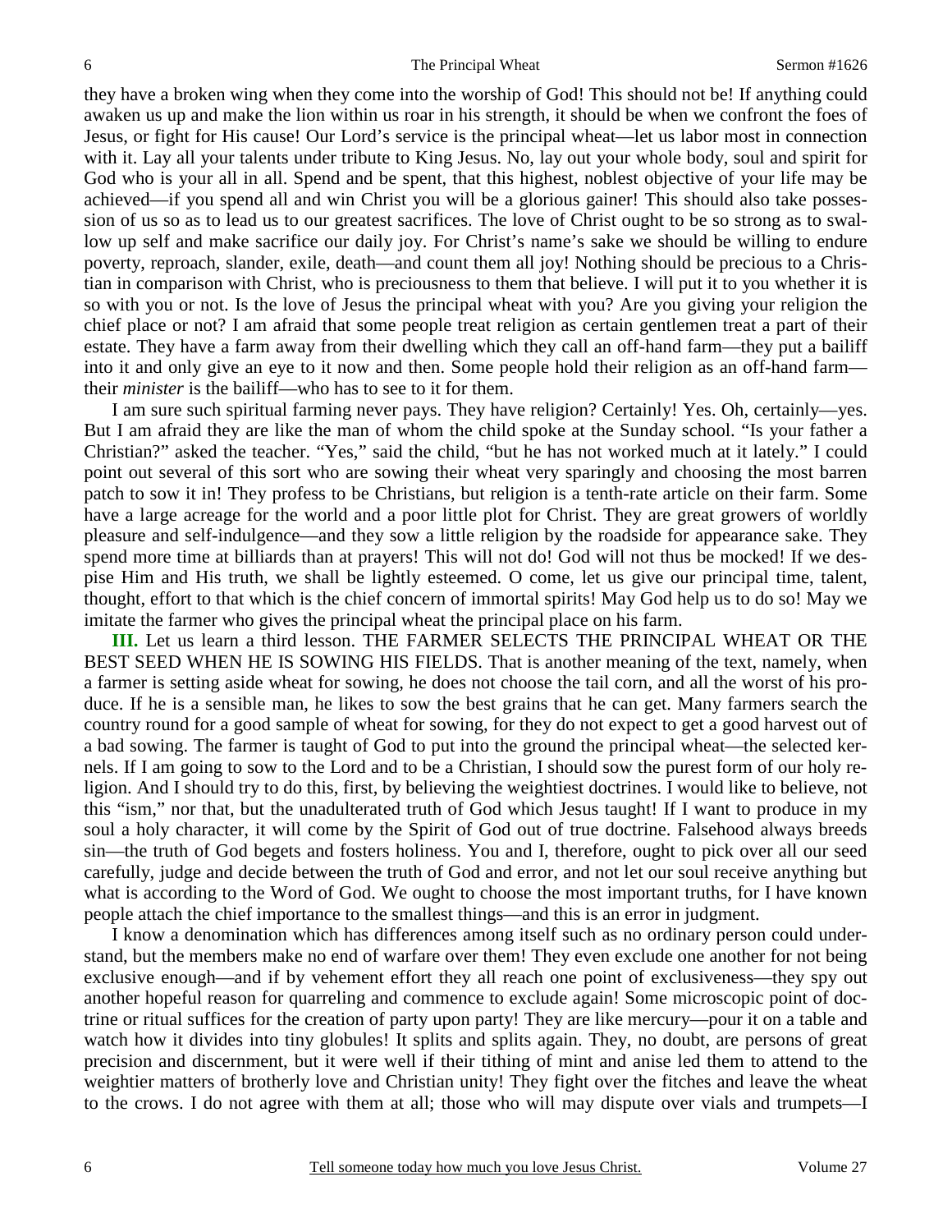they have a broken wing when they come into the worship of God! This should not be! If anything could awaken us up and make the lion within us roar in his strength, it should be when we confront the foes of Jesus, or fight for His cause! Our Lord's service is the principal wheat—let us labor most in connection with it. Lay all your talents under tribute to King Jesus. No, lay out your whole body, soul and spirit for God who is your all in all. Spend and be spent, that this highest, noblest objective of your life may be achieved—if you spend all and win Christ you will be a glorious gainer! This should also take possession of us so as to lead us to our greatest sacrifices. The love of Christ ought to be so strong as to swallow up self and make sacrifice our daily joy. For Christ's name's sake we should be willing to endure poverty, reproach, slander, exile, death—and count them all joy! Nothing should be precious to a Christian in comparison with Christ, who is preciousness to them that believe. I will put it to you whether it is so with you or not. Is the love of Jesus the principal wheat with you? Are you giving your religion the chief place or not? I am afraid that some people treat religion as certain gentlemen treat a part of their estate. They have a farm away from their dwelling which they call an off-hand farm—they put a bailiff into it and only give an eye to it now and then. Some people hold their religion as an off-hand farm—their *minister* is the bailiff—who has to see to it for them.

I am sure such spiritual farming never pays. They have religion? Certainly! Yes. Oh, certainly—yes. But I am afraid they are like the man of whom the child spoke at the Sunday school. "Is your father a Christian?" asked the teacher. "Yes," said the child, "but he has not worked much at it lately." I could point out several of this sort who are sowing their wheat very sparingly and choosing the most barren patch to sow it in! They profess to be Christians, but religion is a tenth-rate article on their farm. Some have a large acreage for the world and a poor little plot for Christ. They are great growers of worldly pleasure and self-indulgence—and they sow a little religion by the roadside for appearance sake. They spend more time at billiards than at prayers! This will not do! God will not thus be mocked! If we despise Him and His truth, we shall be lightly esteemed. O come, let us give our principal time, talent, thought, effort to that which is the chief concern of immortal spirits! May God help us to do so! May we imitate the farmer who gives the principal wheat the principal place on his farm.

**III.** Let us learn a third lesson. THE FARMER SELECTS THE PRINCIPAL WHEAT OR THE BEST SEED WHEN HE IS SOWING HIS FIELDS. That is another meaning of the text, namely, when a farmer is setting aside wheat for sowing, he does not choose the tail corn, and all the worst of his produce. If he is a sensible man, he likes to sow the best grains that he can get. Many farmers search the country round for a good sample of wheat for sowing, for they do not expect to get a good harvest out of a bad sowing. The farmer is taught of God to put into the ground the principal wheat—the selected kernels. If I am going to sow to the Lord and to be a Christian, I should sow the purest form of our holy religion. And I should try to do this, first, by believing the weightiest doctrines. I would like to believe, not this "ism," nor that, but the unadulterated truth of God which Jesus taught! If I want to produce in my soul a holy character, it will come by the Spirit of God out of true doctrine. Falsehood always breeds sin—the truth of God begets and fosters holiness. You and I, therefore, ought to pick over all our seed carefully, judge and decide between the truth of God and error, and not let our soul receive anything but what is according to the Word of God. We ought to choose the most important truths, for I have known people attach the chief importance to the smallest things—and this is an error in judgment.

I know a denomination which has differences among itself such as no ordinary person could understand, but the members make no end of warfare over them! They even exclude one another for not being exclusive enough—and if by vehement effort they all reach one point of exclusiveness—they spy out another hopeful reason for quarreling and commence to exclude again! Some microscopic point of doctrine or ritual suffices for the creation of party upon party! They are like mercury—pour it on a table and watch how it divides into tiny globules! It splits and splits again. They, no doubt, are persons of great precision and discernment, but it were well if their tithing of mint and anise led them to attend to the weightier matters of brotherly love and Christian unity! They fight over the fitches and leave the wheat to the crows. I do not agree with them at all; those who will may dispute over vials and trumpets—I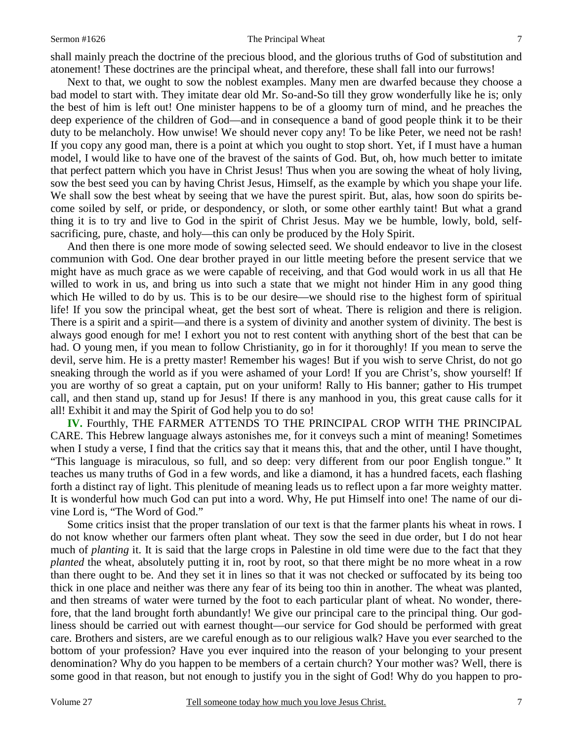shall mainly preach the doctrine of the precious blood, and the glorious truths of God of substitution and atonement! These doctrines are the principal wheat, and therefore, these shall fall into our furrows!

Next to that, we ought to sow the noblest examples. Many men are dwarfed because they choose a bad model to start with. They imitate dear old Mr. So-and-So till they grow wonderfully like he is; only the best of him is left out! One minister happens to be of a gloomy turn of mind, and he preaches the deep experience of the children of God—and in consequence a band of good people think it to be their duty to be melancholy. How unwise! We should never copy any! To be like Peter, we need not be rash! If you copy any good man, there is a point at which you ought to stop short. Yet, if I must have a human model, I would like to have one of the bravest of the saints of God. But, oh, how much better to imitate that perfect pattern which you have in Christ Jesus! Thus when you are sowing the wheat of holy living, sow the best seed you can by having Christ Jesus, Himself, as the example by which you shape your life. We shall sow the best wheat by seeing that we have the purest spirit. But, alas, how soon do spirits become soiled by self, or pride, or despondency, or sloth, or some other earthly taint! But what a grand thing it is to try and live to God in the spirit of Christ Jesus. May we be humble, lowly, bold, self-sacrificing, pure, chaste, and holy—this can only be produced by the Holy Spirit.

And then there is one more mode of sowing selected seed. We should endeavor to live in the closest communion with God. One dear brother prayed in our little meeting before the present service that we might have as much grace as we were capable of receiving, and that God would work in us all that He willed to work in us, and bring us into such a state that we might not hinder Him in any good thing which He willed to do by us. This is to be our desire—we should rise to the highest form of spiritual life! If you sow the principal wheat, get the best sort of wheat. There is religion and there is religion. There is a spirit and a spirit—and there is a system of divinity and another system of divinity. The best is always good enough for me! I exhort you not to rest content with anything short of the best that can be had. O young men, if you mean to follow Christianity, go in for it thoroughly! If you mean to serve the devil, serve him. He is a pretty master! Remember his wages! But if you wish to serve Christ, do not go sneaking through the world as if you were ashamed of your Lord! If you are Christ's, show yourself! If you are worthy of so great a captain, put on your uniform! Rally to His banner; gather to His trumpet call, and then stand up, stand up for Jesus! If there is any manhood in you, this great cause calls for it all! Exhibit it and may the Spirit of God help you to do so!

**IV.** Fourthly, THE FARMER ATTENDS TO THE PRINCIPAL CROP WITH THE PRINCIPAL CARE. This Hebrew language always astonishes me, for it conveys such a mint of meaning! Sometimes when I study a verse, I find that the critics say that it means this, that and the other, until I have thought, "This language is miraculous, so full, and so deep: very different from our poor English tongue." It teaches us many truths of God in a few words, and like a diamond, it has a hundred facets, each flashing forth a distinct ray of light. This plenitude of meaning leads us to reflect upon a far more weighty matter. It is wonderful how much God can put into a word. Why, He put Himself into one! The name of our divine Lord is, "The Word of God."

Some critics insist that the proper translation of our text is that the farmer plants his wheat in rows. I do not know whether our farmers often plant wheat. They sow the seed in due order, but I do not hear much of *planting* it. It is said that the large crops in Palestine in old time were due to the fact that they *planted* the wheat, absolutely putting it in, root by root, so that there might be no more wheat in a row than there ought to be. And they set it in lines so that it was not checked or suffocated by its being too thick in one place and neither was there any fear of its being too thin in another. The wheat was planted, and then streams of water were turned by the foot to each particular plant of wheat. No wonder, therefore, that the land brought forth abundantly! We give our principal care to the principal thing. Our godliness should be carried out with earnest thought—our service for God should be performed with great care. Brothers and sisters, are we careful enough as to our religious walk? Have you ever searched to the bottom of your profession? Have you ever inquired into the reason of your belonging to your present denomination? Why do you happen to be members of a certain church? Your mother was? Well, there is some good in that reason, but not enough to justify you in the sight of God! Why do you happen to pro-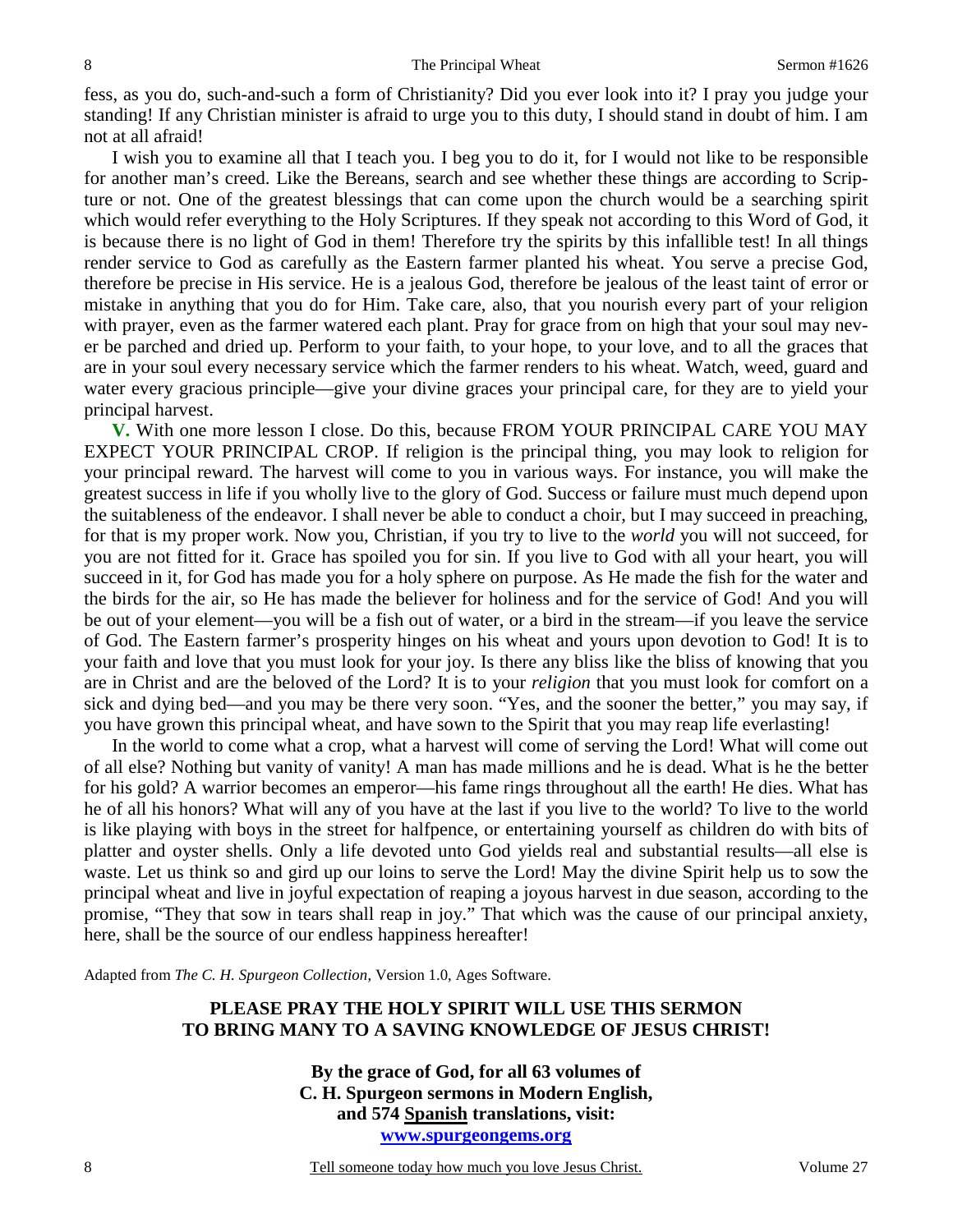fess, as you do, such-and-such a form of Christianity? Did you ever look into it? I pray you judge your standing! If any Christian minister is afraid to urge you to this duty, I should stand in doubt of him. I am not at all afraid!

I wish you to examine all that I teach you. I beg you to do it, for I would not like to be responsible for another man's creed. Like the Bereans, search and see whether these things are according to Scripture or not. One of the greatest blessings that can come upon the church would be a searching spirit which would refer everything to the Holy Scriptures. If they speak not according to this Word of God, it is because there is no light of God in them! Therefore try the spirits by this infallible test! In all things render service to God as carefully as the Eastern farmer planted his wheat. You serve a precise God, therefore be precise in His service. He is a jealous God, therefore be jealous of the least taint of error or mistake in anything that you do for Him. Take care, also, that you nourish every part of your religion with prayer, even as the farmer watered each plant. Pray for grace from on high that your soul may never be parched and dried up. Perform to your faith, to your hope, to your love, and to all the graces that are in your soul every necessary service which the farmer renders to his wheat. Watch, weed, guard and water every gracious principle—give your divine graces your principal care, for they are to yield your principal harvest.

**V.** With one more lesson I close. Do this, because FROM YOUR PRINCIPAL CARE YOU MAY EXPECT YOUR PRINCIPAL CROP. If religion is the principal thing, you may look to religion for your principal reward. The harvest will come to you in various ways. For instance, you will make the greatest success in life if you wholly live to the glory of God. Success or failure must much depend upon the suitableness of the endeavor. I shall never be able to conduct a choir, but I may succeed in preaching, for that is my proper work. Now you, Christian, if you try to live to the *world* you will not succeed, for you are not fitted for it. Grace has spoiled you for sin. If you live to God with all your heart, you will succeed in it, for God has made you for a holy sphere on purpose. As He made the fish for the water and the birds for the air, so He has made the believer for holiness and for the service of God! And you will be out of your element—you will be a fish out of water, or a bird in the stream—if you leave the service of God. The Eastern farmer's prosperity hinges on his wheat and yours upon devotion to God! It is to your faith and love that you must look for your joy. Is there any bliss like the bliss of knowing that you are in Christ and are the beloved of the Lord? It is to your *religion* that you must look for comfort on a sick and dying bed—and you may be there very soon. "Yes, and the sooner the better," you may say, if you have grown this principal wheat, and have sown to the Spirit that you may reap life everlasting!

In the world to come what a crop, what a harvest will come of serving the Lord! What will come out of all else? Nothing but vanity of vanity! A man has made millions and he is dead. What is he the better for his gold? A warrior becomes an emperor—his fame rings throughout all the earth! He dies. What has he of all his honors? What will any of you have at the last if you live to the world? To live to the world is like playing with boys in the street for halfpence, or entertaining yourself as children do with bits of platter and oyster shells. Only a life devoted unto God yields real and substantial results—all else is waste. Let us think so and gird up our loins to serve the Lord! May the divine Spirit help us to sow the principal wheat and live in joyful expectation of reaping a joyous harvest in due season, according to the promise, "They that sow in tears shall reap in joy." That which was the cause of our principal anxiety, here, shall be the source of our endless happiness hereafter!

Adapted from *The C. H. Spurgeon Collection*, Version 1.0, Ages Software.

**PLEASE PRAY THE HOLY SPIRIT WILL USE THIS SERMON TO BRING MANY TO A SAVING KNOWLEDGE OF JESUS CHRIST!**

**By the grace of God, for all 63 volumes of C. H. Spurgeon sermons in Modern English, and 574 Spanish translations, visit: www.spurgeongems.org**

Tell someone today how much you love Jesus Christ.